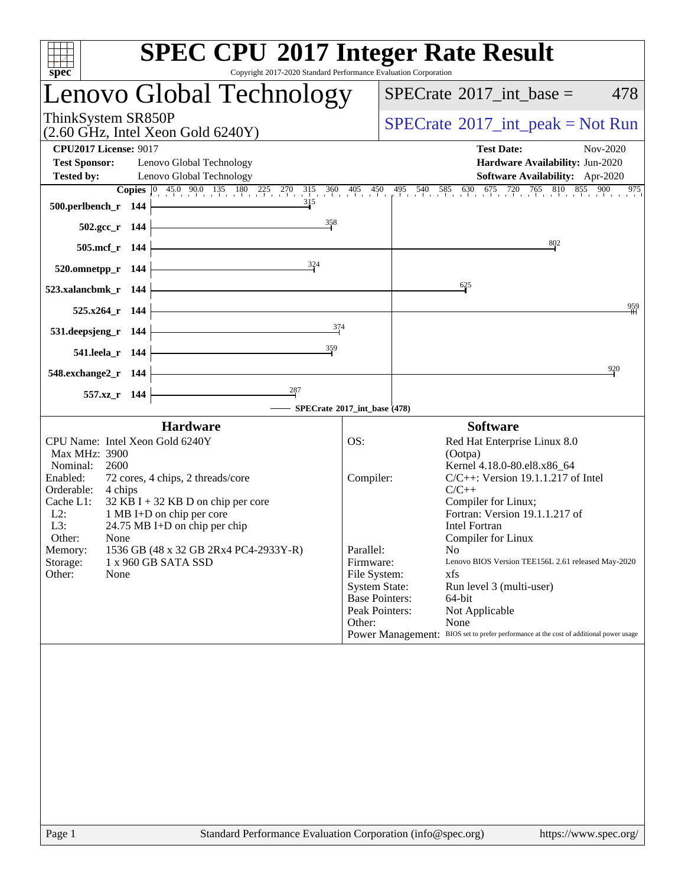# SPEC CPU 2017 Integer Rate Result

Copyright 2017-2020 Standard Performance Evaluation Corporation

## Lenovo Global Technology

ThinkSystem SR850P
(2.60 GHz, Intel Xeon Gold 6240Y)

SPECrate 2017_int_base = 478

SPECrate 2017_int_peak = Not Run

**CPU2017 License:** 9017
**Test Sponsor:** Lenovo Global Technology
**Tested by:** Lenovo Global Technology

**Test Date:** Nov-2020
**Hardware Availability:** Jun-2020
**Software Availability:** Apr-2020

| Benchmark | Copies | SPECrate 2017_int_base |
|---|---|---|
| 500.perlbench_r | 144 | 315 |
| 502.gcc_r | 144 | 358 |
| 505.mcf_r | 144 | 802 |
| 520.omnetpp_r | 144 | 324 |
| 523.xalancbmk_r | 144 | 625 |
| 525.x264_r | 144 | 959 |
| 531.deepsjeng_r | 144 | 374 |
| 541.leela_r | 144 | 359 |
| 548.exchange2_r | 144 | 920 |
| 557.xz_r | 144 | 287 |

SPECrate 2017_int_base (478)

### Hardware

| | |
|---|---|
| CPU Name: | Intel Xeon Gold 6240Y |
| Max MHz: | 3900 |
| Nominal: | 2600 |
| Enabled: | 72 cores, 4 chips, 2 threads/core |
| Orderable: | 4 chips |
| Cache L1: | 32 KB I + 32 KB D on chip per core |
| L2: | 1 MB I+D on chip per core |
| L3: | 24.75 MB I+D on chip per chip |
| Other: | None |
| Memory: | 1536 GB (48 x 32 GB 2Rx4 PC4-2933Y-R) |
| Storage: | 1 x 960 GB SATA SSD |
| Other: | None |

### Software

| | |
|---|---|
| OS: | Red Hat Enterprise Linux 8.0 (Ootpa) Kernel 4.18.0-80.el8.x86_64 |
| Compiler: | C/C++: Version 19.1.1.217 of Intel C/C++ Compiler for Linux; Fortran: Version 19.1.1.217 of Intel Fortran Compiler for Linux |
| Parallel: | No |
| Firmware: | Lenovo BIOS Version TEE156L 2.61 released May-2020 |
| File System: | xfs |
| System State: | Run level 3 (multi-user) |
| Base Pointers: | 64-bit |
| Peak Pointers: | Not Applicable |
| Other: | None |
| Power Management: | BIOS set to prefer performance at the cost of additional power usage |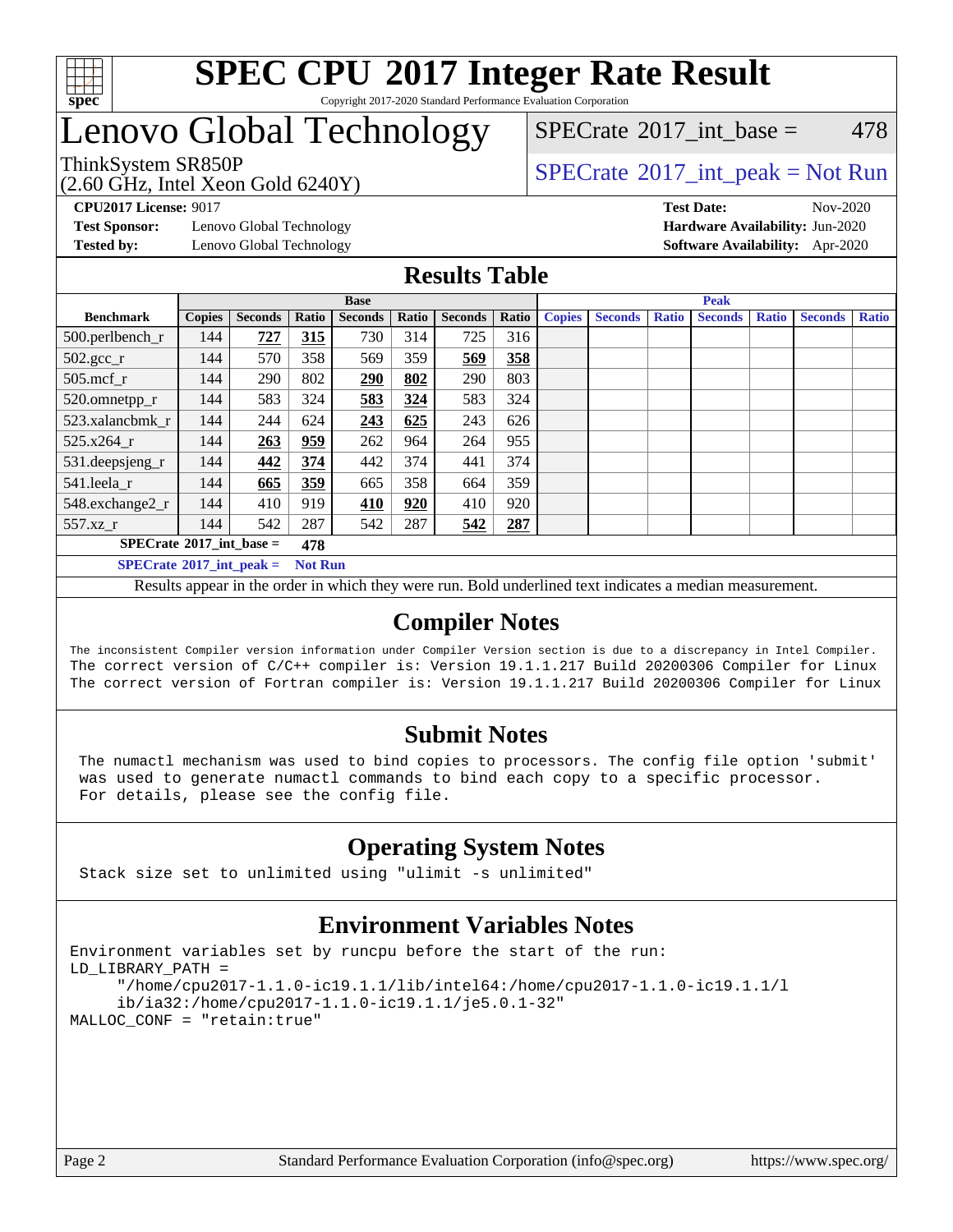# SPEC CPU 2017 Integer Rate Result

Copyright 2017-2020 Standard Performance Evaluation Corporation

# Lenovo Global Technology

ThinkSystem SR850P
(2.60 GHz, Intel Xeon Gold 6240Y)

SPECrate 2017_int_base = 478

SPECrate 2017_int_peak = Not Run

**CPU2017 License:** 9017
**Test Sponsor:** Lenovo Global Technology
**Tested by:** Lenovo Global Technology

**Test Date:** Nov-2020
**Hardware Availability:** Jun-2020
**Software Availability:** Apr-2020

## Results Table

| Benchmark | Base | | | | | | | Peak | | | | | | |
|---|---|---|---|---|---|---|---|---|---|---|---|---|---|---|
| | Copies | Seconds | Ratio | Seconds | Ratio | Seconds | Ratio | Copies | Seconds | Ratio | Seconds | Ratio | Seconds | Ratio |
| 500.perlbench_r | 144 | **727** | **315** | 730 | 314 | 725 | 316 | | | | | | | |
| 502.gcc_r | 144 | 570 | 358 | 569 | 359 | **569** | **358** | | | | | | | |
| 505.mcf_r | 144 | 290 | 802 | **290** | **802** | 290 | 803 | | | | | | | |
| 520.omnetpp_r | 144 | 583 | 324 | **583** | **324** | 583 | 324 | | | | | | | |
| 523.xalancbmk_r | 144 | 244 | 624 | **243** | **625** | 243 | 626 | | | | | | | |
| 525.x264_r | 144 | **263** | **959** | 262 | 964 | 264 | 955 | | | | | | | |
| 531.deepsjeng_r | 144 | **442** | **374** | 442 | 374 | 441 | 374 | | | | | | | |
| 541.leela_r | 144 | **665** | **359** | 665 | 358 | 664 | 359 | | | | | | | |
| 548.exchange2_r | 144 | 410 | 919 | **410** | **920** | 410 | 920 | | | | | | | |
| 557.xz_r | 144 | 542 | 287 | 542 | 287 | **542** | **287** | | | | | | | |

**SPECrate 2017_int_base = 478**

**SPECrate 2017_int_peak = Not Run**

Results appear in the order in which they were run. Bold underlined text indicates a median measurement.

## Compiler Notes

```
The inconsistent Compiler version information under Compiler Version section is due to a discrepancy in Intel Compiler.
The correct version of C/C++ compiler is: Version 19.1.1.217 Build 20200306 Compiler for Linux
The correct version of Fortran compiler is: Version 19.1.1.217 Build 20200306 Compiler for Linux
```

## Submit Notes

```
The numactl mechanism was used to bind copies to processors. The config file option 'submit'
was used to generate numactl commands to bind each copy to a specific processor.
For details, please see the config file.
```

## Operating System Notes

```
Stack size set to unlimited using "ulimit -s unlimited"
```

## Environment Variables Notes

```
Environment variables set by runcpu before the start of the run:
LD_LIBRARY_PATH =
     "/home/cpu2017-1.1.0-ic19.1.1/lib/intel64:/home/cpu2017-1.1.0-ic19.1.1/l
     ib/ia32:/home/cpu2017-1.1.0-ic19.1.1/je5.0.1-32"
MALLOC_CONF = "retain:true"
```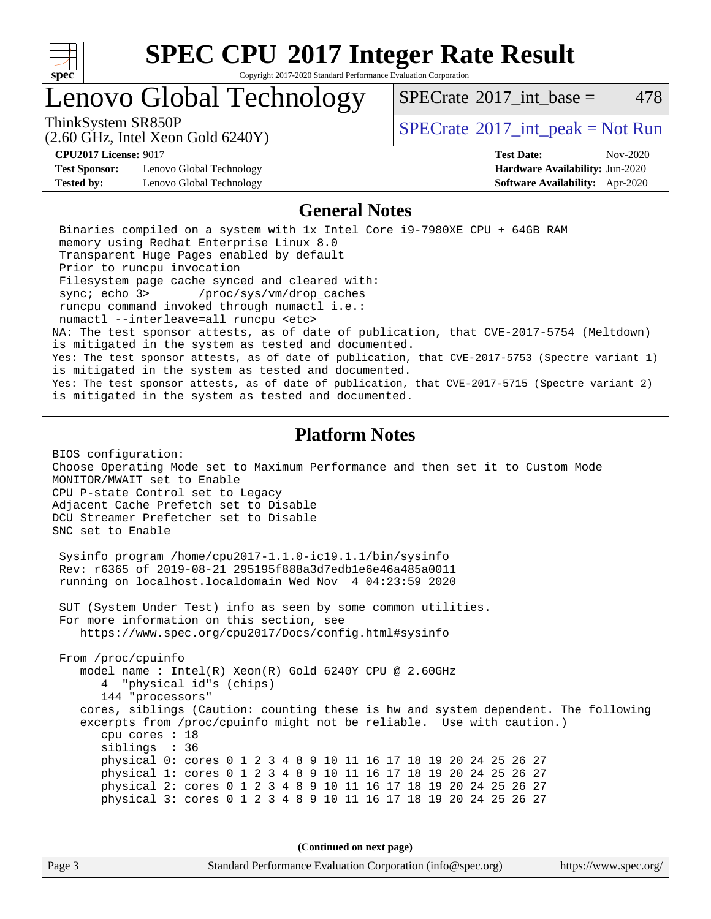# SPEC CPU 2017 Integer Rate Result

Copyright 2017-2020 Standard Performance Evaluation Corporation

## Lenovo Global Technology

ThinkSystem SR850P
(2.60 GHz, Intel Xeon Gold 6240Y)

SPECrate 2017_int_base = 478

SPECrate 2017_int_peak = Not Run

**CPU2017 License:** 9017
**Test Sponsor:** Lenovo Global Technology
**Tested by:** Lenovo Global Technology

**Test Date:** Nov-2020
**Hardware Availability:** Jun-2020
**Software Availability:** Apr-2020

### General Notes

```
 Binaries compiled on a system with 1x Intel Core i9-7980XE CPU + 64GB RAM
 memory using Redhat Enterprise Linux 8.0
 Transparent Huge Pages enabled by default
 Prior to runcpu invocation
 Filesystem page cache synced and cleared with:
 sync; echo 3>       /proc/sys/vm/drop_caches
 runcpu command invoked through numactl i.e.:
 numactl --interleave=all runcpu <etc>
NA: The test sponsor attests, as of date of publication, that CVE-2017-5754 (Meltdown)
is mitigated in the system as tested and documented.
Yes: The test sponsor attests, as of date of publication, that CVE-2017-5753 (Spectre variant 1)
is mitigated in the system as tested and documented.
Yes: The test sponsor attests, as of date of publication, that CVE-2017-5715 (Spectre variant 2)
is mitigated in the system as tested and documented.
```

### Platform Notes

```
BIOS configuration:
Choose Operating Mode set to Maximum Performance and then set it to Custom Mode
MONITOR/MWAIT set to Enable
CPU P-state Control set to Legacy
Adjacent Cache Prefetch set to Disable
DCU Streamer Prefetcher set to Disable
SNC set to Enable

 Sysinfo program /home/cpu2017-1.1.0-ic19.1.1/bin/sysinfo
 Rev: r6365 of 2019-08-21 295195f888a3d7edb1e6e46a485a0011
 running on localhost.localdomain Wed Nov  4 04:23:59 2020

 SUT (System Under Test) info as seen by some common utilities.
 For more information on this section, see
    https://www.spec.org/cpu2017/Docs/config.html#sysinfo

 From /proc/cpuinfo
    model name : Intel(R) Xeon(R) Gold 6240Y CPU @ 2.60GHz
       4  "physical id"s (chips)
       144 "processors"
    cores, siblings (Caution: counting these is hw and system dependent. The following
    excerpts from /proc/cpuinfo might not be reliable.  Use with caution.)
       cpu cores : 18
       siblings  : 36
       physical 0: cores 0 1 2 3 4 8 9 10 11 16 17 18 19 20 24 25 26 27
       physical 1: cores 0 1 2 3 4 8 9 10 11 16 17 18 19 20 24 25 26 27
       physical 2: cores 0 1 2 3 4 8 9 10 11 16 17 18 19 20 24 25 26 27
       physical 3: cores 0 1 2 3 4 8 9 10 11 16 17 18 19 20 24 25 26 27
```

**(Continued on next page)**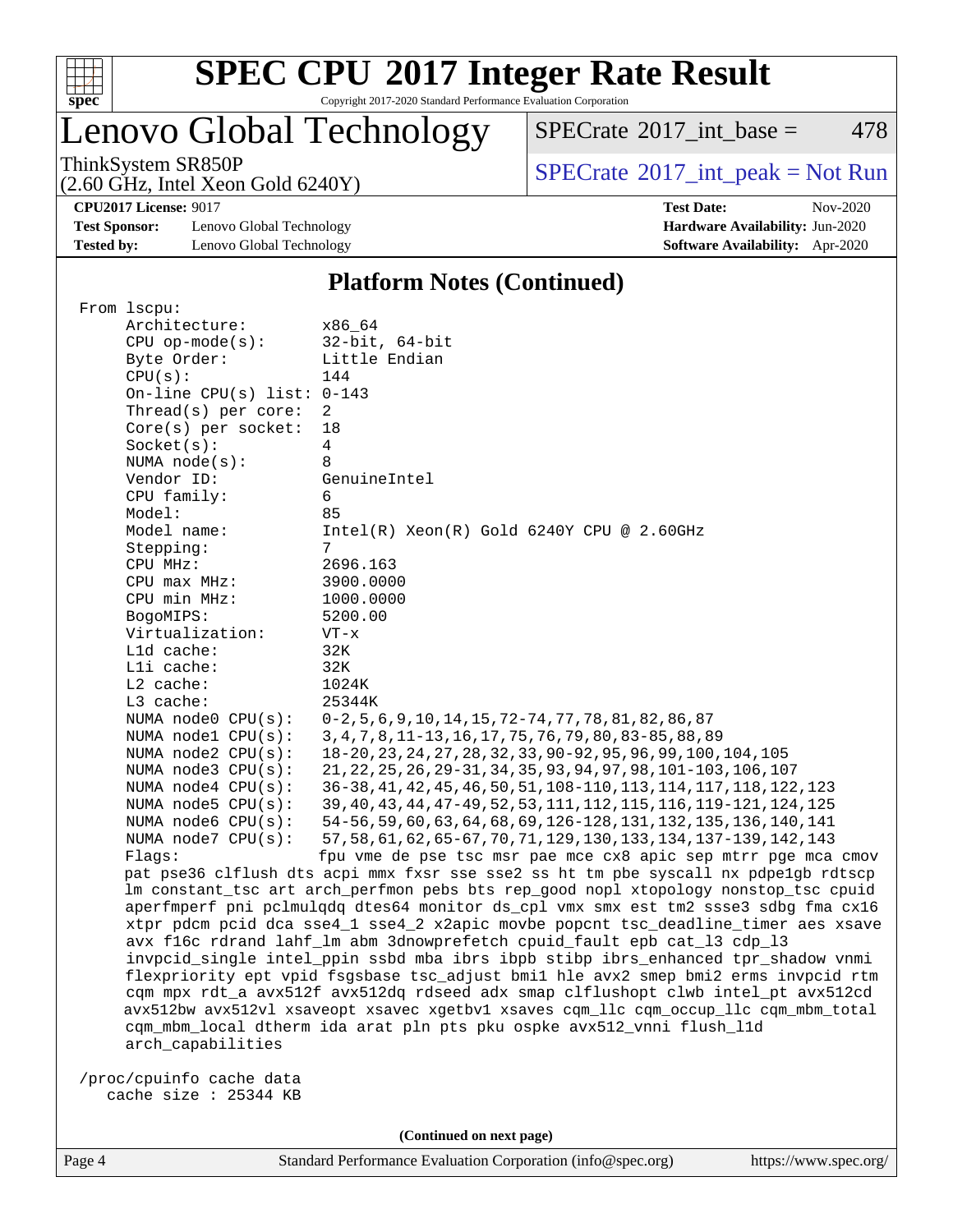# SPEC CPU 2017 Integer Rate Result

Copyright 2017-2020 Standard Performance Evaluation Corporation

## Lenovo Global Technology

ThinkSystem SR850P
(2.60 GHz, Intel Xeon Gold 6240Y)

SPECrate 2017_int_base = 478

SPECrate 2017_int_peak = Not Run

**CPU2017 License:** 9017
**Test Sponsor:** Lenovo Global Technology
**Tested by:** Lenovo Global Technology

**Test Date:** Nov-2020
**Hardware Availability:** Jun-2020
**Software Availability:** Apr-2020

### Platform Notes (Continued)

```
From lscpu:
     Architecture:        x86_64
     CPU op-mode(s):      32-bit, 64-bit
     Byte Order:          Little Endian
     CPU(s):              144
     On-line CPU(s) list: 0-143
     Thread(s) per core:  2
     Core(s) per socket:  18
     Socket(s):           4
     NUMA node(s):        8
     Vendor ID:           GenuineIntel
     CPU family:          6
     Model:               85
     Model name:          Intel(R) Xeon(R) Gold 6240Y CPU @ 2.60GHz
     Stepping:            7
     CPU MHz:             2696.163
     CPU max MHz:         3900.0000
     CPU min MHz:         1000.0000
     BogoMIPS:            5200.00
     Virtualization:      VT-x
     L1d cache:           32K
     L1i cache:           32K
     L2 cache:            1024K
     L3 cache:            25344K
     NUMA node0 CPU(s):   0-2,5,6,9,10,14,15,72-74,77,78,81,82,86,87
     NUMA node1 CPU(s):   3,4,7,8,11-13,16,17,75,76,79,80,83-85,88,89
     NUMA node2 CPU(s):   18-20,23,24,27,28,32,33,90-92,95,96,99,100,104,105
     NUMA node3 CPU(s):   21,22,25,26,29-31,34,35,93,94,97,98,101-103,106,107
     NUMA node4 CPU(s):   36-38,41,42,45,46,50,51,108-110,113,114,117,118,122,123
     NUMA node5 CPU(s):   39,40,43,44,47-49,52,53,111,112,115,116,119-121,124,125
     NUMA node6 CPU(s):   54-56,59,60,63,64,68,69,126-128,131,132,135,136,140,141
     NUMA node7 CPU(s):   57,58,61,62,65-67,70,71,129,130,133,134,137-139,142,143
     Flags:               fpu vme de pse tsc msr pae mce cx8 apic sep mtrr pge mca cmov
     pat pse36 clflush dts acpi mmx fxsr sse sse2 ss ht tm pbe syscall nx pdpe1gb rdtscp
     lm constant_tsc art arch_perfmon pebs bts rep_good nopl xtopology nonstop_tsc cpuid
     aperfmperf pni pclmulqdq dtes64 monitor ds_cpl vmx smx est tm2 ssse3 sdbg fma cx16
     xtpr pdcm pcid dca sse4_1 sse4_2 x2apic movbe popcnt tsc_deadline_timer aes xsave
     avx f16c rdrand lahf_lm abm 3dnowprefetch cpuid_fault epb cat_l3 cdp_l3
     invpcid_single intel_ppin ssbd mba ibrs ibpb stibp ibrs_enhanced tpr_shadow vnmi
     flexpriority ept vpid fsgsbase tsc_adjust bmi1 hle avx2 smep bmi2 erms invpcid rtm
     cqm mpx rdt_a avx512f avx512dq rdseed adx smap clflushopt clwb intel_pt avx512cd
     avx512bw avx512vl xsaveopt xsavec xgetbv1 xsaves cqm_llc cqm_occup_llc cqm_mbm_total
     cqm_mbm_local dtherm ida arat pln pts pku ospke avx512_vnni flush_l1d
     arch_capabilities

 /proc/cpuinfo cache data
    cache size : 25344 KB
```

(Continued on next page)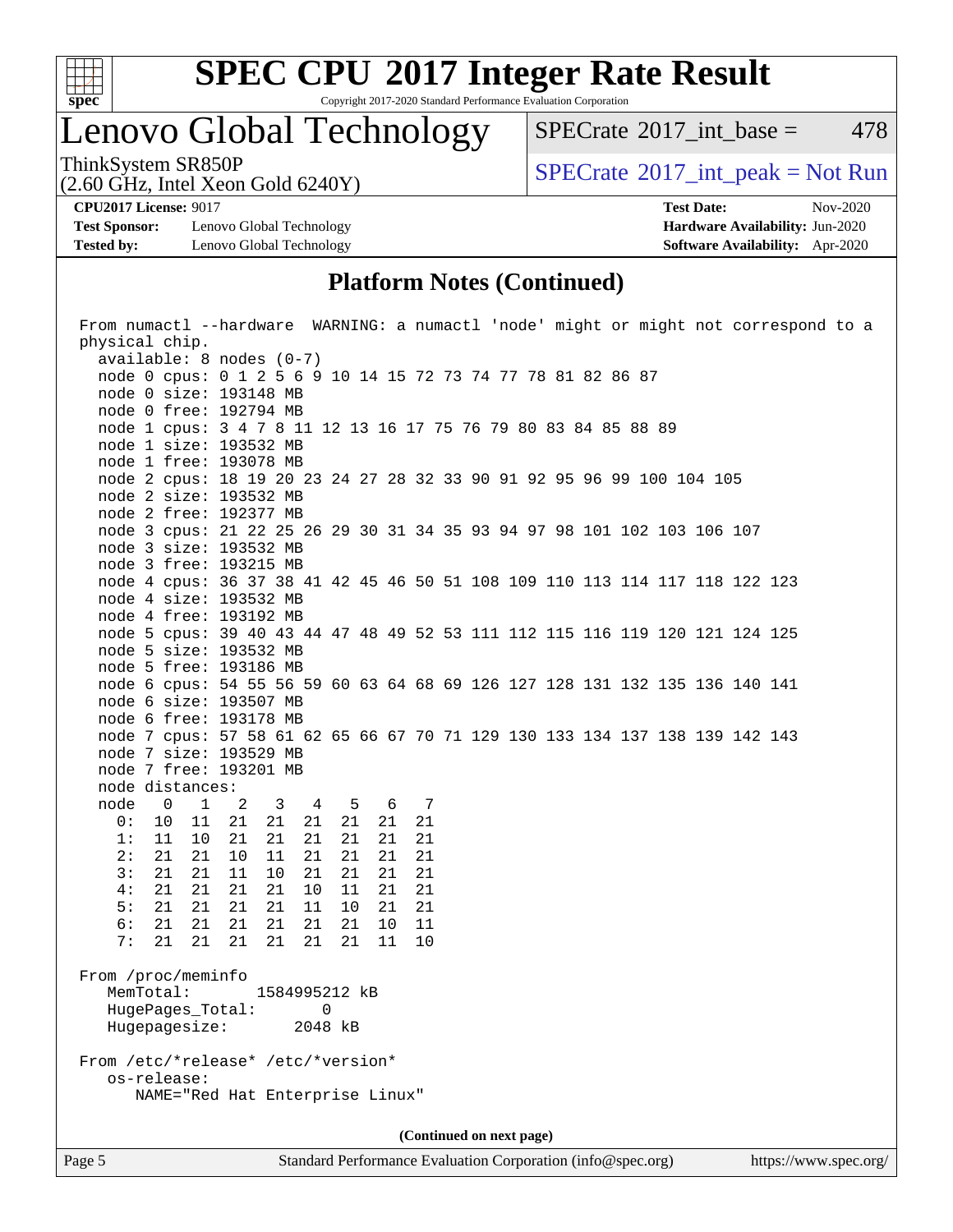## Platform Notes (Continued)

```
From numactl --hardware  WARNING: a numactl 'node' might or might not correspond to a
physical chip.
  available: 8 nodes (0-7)
  node 0 cpus: 0 1 2 5 6 9 10 14 15 72 73 74 77 78 81 82 86 87
  node 0 size: 193148 MB
  node 0 free: 192794 MB
  node 1 cpus: 3 4 7 8 11 12 13 16 17 75 76 79 80 83 84 85 88 89
  node 1 size: 193532 MB
  node 1 free: 193078 MB
  node 2 cpus: 18 19 20 23 24 27 28 32 33 90 91 92 95 96 99 100 104 105
  node 2 size: 193532 MB
  node 2 free: 192377 MB
  node 3 cpus: 21 22 25 26 29 30 31 34 35 93 94 97 98 101 102 103 106 107
  node 3 size: 193532 MB
  node 3 free: 193215 MB
  node 4 cpus: 36 37 38 41 42 45 46 50 51 108 109 110 113 114 117 118 122 123
  node 4 size: 193532 MB
  node 4 free: 193192 MB
  node 5 cpus: 39 40 43 44 47 48 49 52 53 111 112 115 116 119 120 121 124 125
  node 5 size: 193532 MB
  node 5 free: 193186 MB
  node 6 cpus: 54 55 56 59 60 63 64 68 69 126 127 128 131 132 135 136 140 141
  node 6 size: 193507 MB
  node 6 free: 193178 MB
  node 7 cpus: 57 58 61 62 65 66 67 70 71 129 130 133 134 137 138 139 142 143
  node 7 size: 193529 MB
  node 7 free: 193201 MB
  node distances:
  node   0   1   2   3   4   5   6   7
    0:  10  11  21  21  21  21  21  21
    1:  11  10  21  21  21  21  21  21
    2:  21  21  10  11  21  21  21  21
    3:  21  21  11  10  21  21  21  21
    4:  21  21  21  21  10  11  21  21
    5:  21  21  21  21  11  10  21  21
    6:  21  21  21  21  21  21  10  11
    7:  21  21  21  21  21  21  11  10

From /proc/meminfo
   MemTotal:       1584995212 kB
   HugePages_Total:       0
   Hugepagesize:       2048 kB

From /etc/*release* /etc/*version*
   os-release:
      NAME="Red Hat Enterprise Linux"
```

(Continued on next page)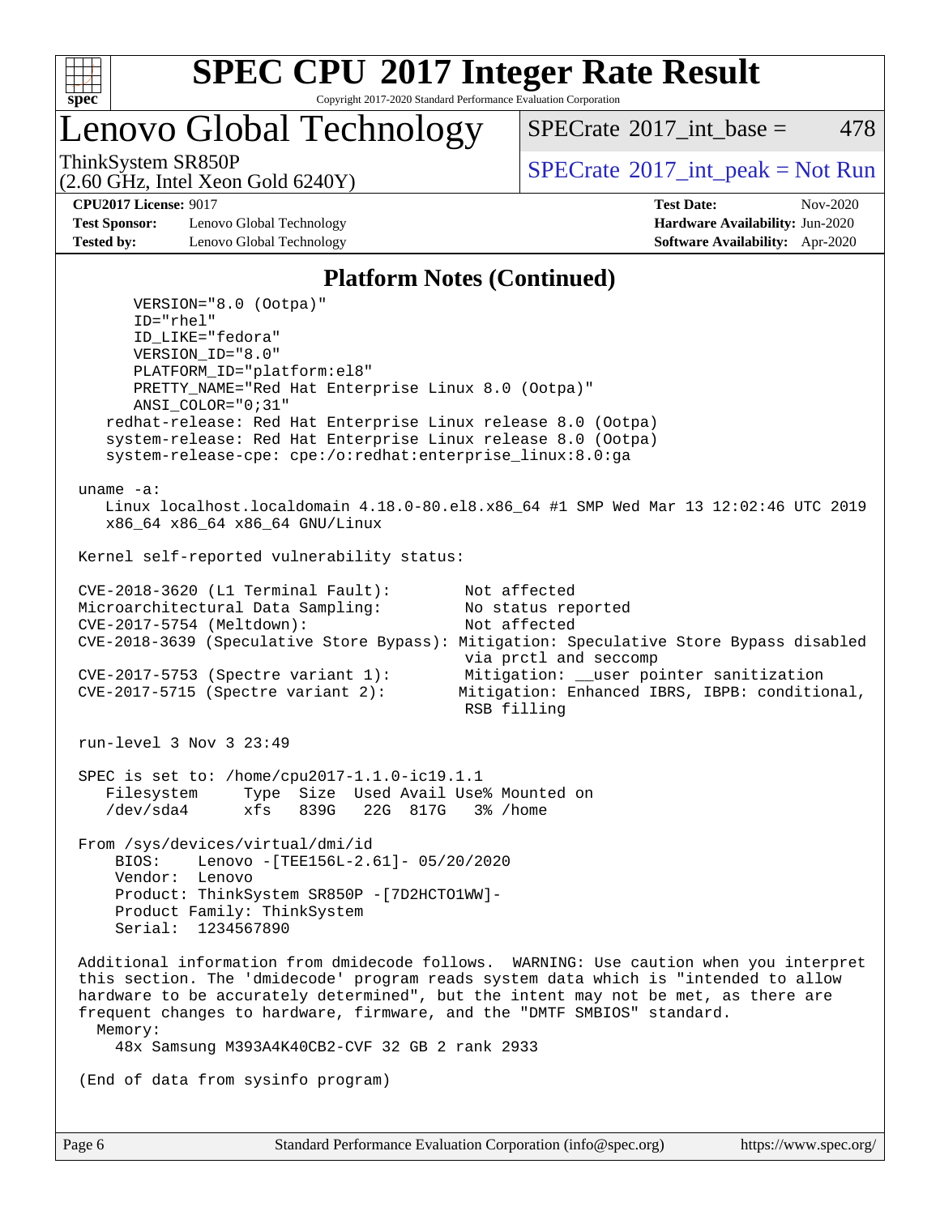## Platform Notes (Continued)

```
      VERSION="8.0 (Ootpa)"
      ID="rhel"
      ID_LIKE="fedora"
      VERSION_ID="8.0"
      PLATFORM_ID="platform:el8"
      PRETTY_NAME="Red Hat Enterprise Linux 8.0 (Ootpa)"
      ANSI_COLOR="0;31"
    redhat-release: Red Hat Enterprise Linux release 8.0 (Ootpa)
    system-release: Red Hat Enterprise Linux release 8.0 (Ootpa)
    system-release-cpe: cpe:/o:redhat:enterprise_linux:8.0:ga

 uname -a:
    Linux localhost.localdomain 4.18.0-80.el8.x86_64 #1 SMP Wed Mar 13 12:02:46 UTC 2019
    x86_64 x86_64 x86_64 GNU/Linux

 Kernel self-reported vulnerability status:

 CVE-2018-3620 (L1 Terminal Fault):         Not affected
 Microarchitectural Data Sampling:          No status reported
 CVE-2017-5754 (Meltdown):                  Not affected
 CVE-2018-3639 (Speculative Store Bypass): Mitigation: Speculative Store Bypass disabled
                                            via prctl and seccomp
 CVE-2017-5753 (Spectre variant 1):         Mitigation: __user pointer sanitization
 CVE-2017-5715 (Spectre variant 2):        Mitigation: Enhanced IBRS, IBPB: conditional,
                                            RSB filling

 run-level 3 Nov 3 23:49

 SPEC is set to: /home/cpu2017-1.1.0-ic19.1.1
    Filesystem     Type  Size  Used Avail Use% Mounted on
    /dev/sda4      xfs   839G   22G  817G   3% /home

 From /sys/devices/virtual/dmi/id
     BIOS:    Lenovo -[TEE156L-2.61]- 05/20/2020
     Vendor:  Lenovo
     Product: ThinkSystem SR850P -[7D2HCTO1WW]-
     Product Family: ThinkSystem
     Serial:  1234567890

 Additional information from dmidecode follows.  WARNING: Use caution when you interpret
 this section. The 'dmidecode' program reads system data which is "intended to allow
 hardware to be accurately determined", but the intent may not be met, as there are
 frequent changes to hardware, firmware, and the "DMTF SMBIOS" standard.
   Memory:
     48x Samsung M393A4K40CB2-CVF 32 GB 2 rank 2933

 (End of data from sysinfo program)
```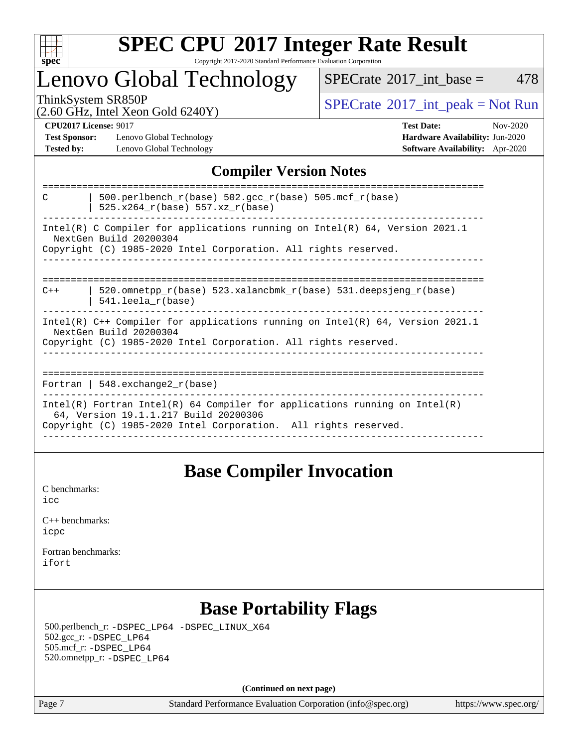# SPEC CPU 2017 Integer Rate Result

Copyright 2017-2020 Standard Performance Evaluation Corporation

## Lenovo Global Technology

ThinkSystem SR850P
(2.60 GHz, Intel Xeon Gold 6240Y)

SPECrate 2017_int_base = 478

SPECrate 2017_int_peak = Not Run

**CPU2017 License:** 9017
**Test Sponsor:** Lenovo Global Technology
**Tested by:** Lenovo Global Technology

**Test Date:** Nov-2020
**Hardware Availability:** Jun-2020
**Software Availability:** Apr-2020

## Compiler Version Notes

```
==============================================================================
C       | 500.perlbench_r(base) 502.gcc_r(base) 505.mcf_r(base)
        | 525.x264_r(base) 557.xz_r(base)
------------------------------------------------------------------------------
Intel(R) C Compiler for applications running on Intel(R) 64, Version 2021.1
  NextGen Build 20200304
Copyright (C) 1985-2020 Intel Corporation. All rights reserved.
------------------------------------------------------------------------------

==============================================================================
C++     | 520.omnetpp_r(base) 523.xalancbmk_r(base) 531.deepsjeng_r(base)
        | 541.leela_r(base)
------------------------------------------------------------------------------
Intel(R) C++ Compiler for applications running on Intel(R) 64, Version 2021.1
  NextGen Build 20200304
Copyright (C) 1985-2020 Intel Corporation. All rights reserved.
------------------------------------------------------------------------------

==============================================================================
Fortran | 548.exchange2_r(base)
------------------------------------------------------------------------------
Intel(R) Fortran Intel(R) 64 Compiler for applications running on Intel(R)
  64, Version 19.1.1.217 Build 20200306
Copyright (C) 1985-2020 Intel Corporation.  All rights reserved.
------------------------------------------------------------------------------
```

## Base Compiler Invocation

C benchmarks:
`icc`

C++ benchmarks:
`icpc`

Fortran benchmarks:
`ifort`

## Base Portability Flags

500.perlbench_r: `-DSPEC_LP64 -DSPEC_LINUX_X64`
502.gcc_r: `-DSPEC_LP64`
505.mcf_r: `-DSPEC_LP64`
520.omnetpp_r: `-DSPEC_LP64`

**(Continued on next page)**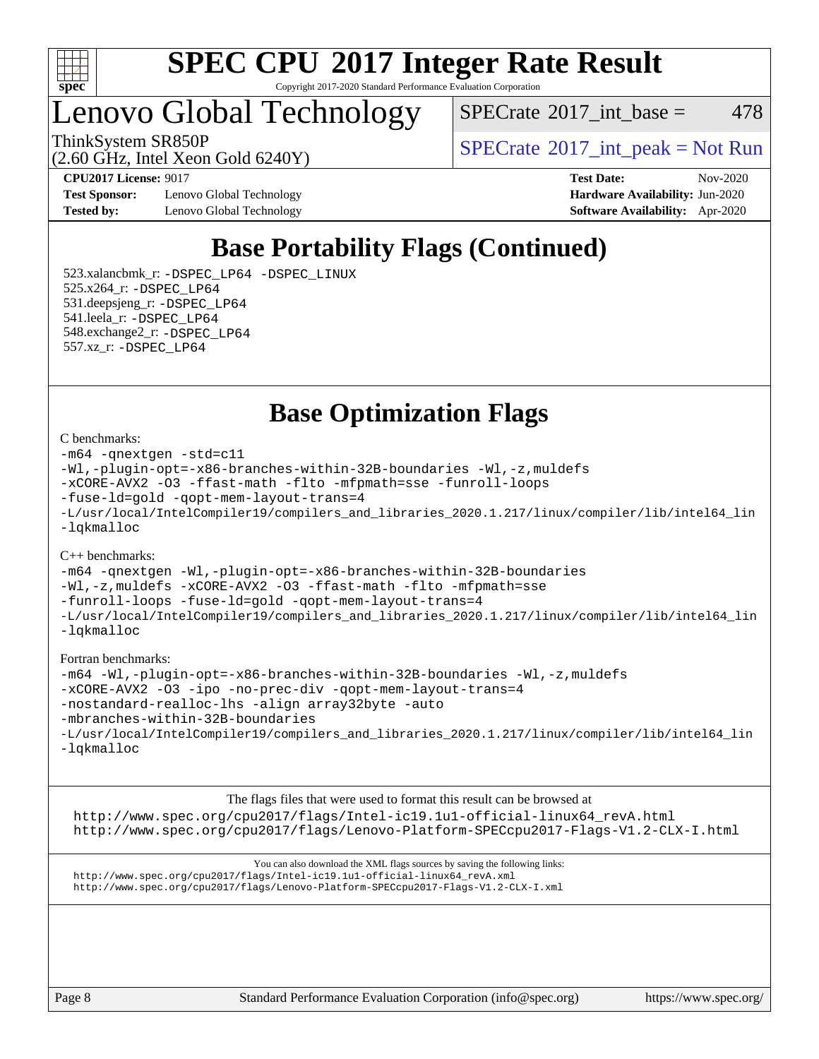# SPEC CPU 2017 Integer Rate Result

Copyright 2017-2020 Standard Performance Evaluation Corporation

## Lenovo Global Technology

ThinkSystem SR850P
(2.60 GHz, Intel Xeon Gold 6240Y)

SPECrate 2017_int_base = 478

SPECrate 2017_int_peak = Not Run

**CPU2017 License:** 9017
**Test Sponsor:** Lenovo Global Technology
**Tested by:** Lenovo Global Technology

**Test Date:** Nov-2020
**Hardware Availability:** Jun-2020
**Software Availability:** Apr-2020

## Base Portability Flags (Continued)

523.xalancbmk_r: `-DSPEC_LP64 -DSPEC_LINUX`
525.x264_r: `-DSPEC_LP64`
531.deepsjeng_r: `-DSPEC_LP64`
541.leela_r: `-DSPEC_LP64`
548.exchange2_r: `-DSPEC_LP64`
557.xz_r: `-DSPEC_LP64`

## Base Optimization Flags

C benchmarks:

```
-m64 -qnextgen -std=c11
-Wl,-plugin-opt=-x86-branches-within-32B-boundaries -Wl,-z,muldefs
-xCORE-AVX2 -O3 -ffast-math -flto -mfpmath=sse -funroll-loops
-fuse-ld=gold -qopt-mem-layout-trans=4
-L/usr/local/IntelCompiler19/compilers_and_libraries_2020.1.217/linux/compiler/lib/intel64_lin
-lqkmalloc
```

C++ benchmarks:

```
-m64 -qnextgen -Wl,-plugin-opt=-x86-branches-within-32B-boundaries
-Wl,-z,muldefs -xCORE-AVX2 -O3 -ffast-math -flto -mfpmath=sse
-funroll-loops -fuse-ld=gold -qopt-mem-layout-trans=4
-L/usr/local/IntelCompiler19/compilers_and_libraries_2020.1.217/linux/compiler/lib/intel64_lin
-lqkmalloc
```

Fortran benchmarks:

```
-m64 -Wl,-plugin-opt=-x86-branches-within-32B-boundaries -Wl,-z,muldefs
-xCORE-AVX2 -O3 -ipo -no-prec-div -qopt-mem-layout-trans=4
-nostandard-realloc-lhs -align array32byte -auto
-mbranches-within-32B-boundaries
-L/usr/local/IntelCompiler19/compilers_and_libraries_2020.1.217/linux/compiler/lib/intel64_lin
-lqkmalloc
```

The flags files that were used to format this result can be browsed at
http://www.spec.org/cpu2017/flags/Intel-ic19.1u1-official-linux64_revA.html
http://www.spec.org/cpu2017/flags/Lenovo-Platform-SPECcpu2017-Flags-V1.2-CLX-I.html

You can also download the XML flags sources by saving the following links:
http://www.spec.org/cpu2017/flags/Intel-ic19.1u1-official-linux64_revA.xml
http://www.spec.org/cpu2017/flags/Lenovo-Platform-SPECcpu2017-Flags-V1.2-CLX-I.xml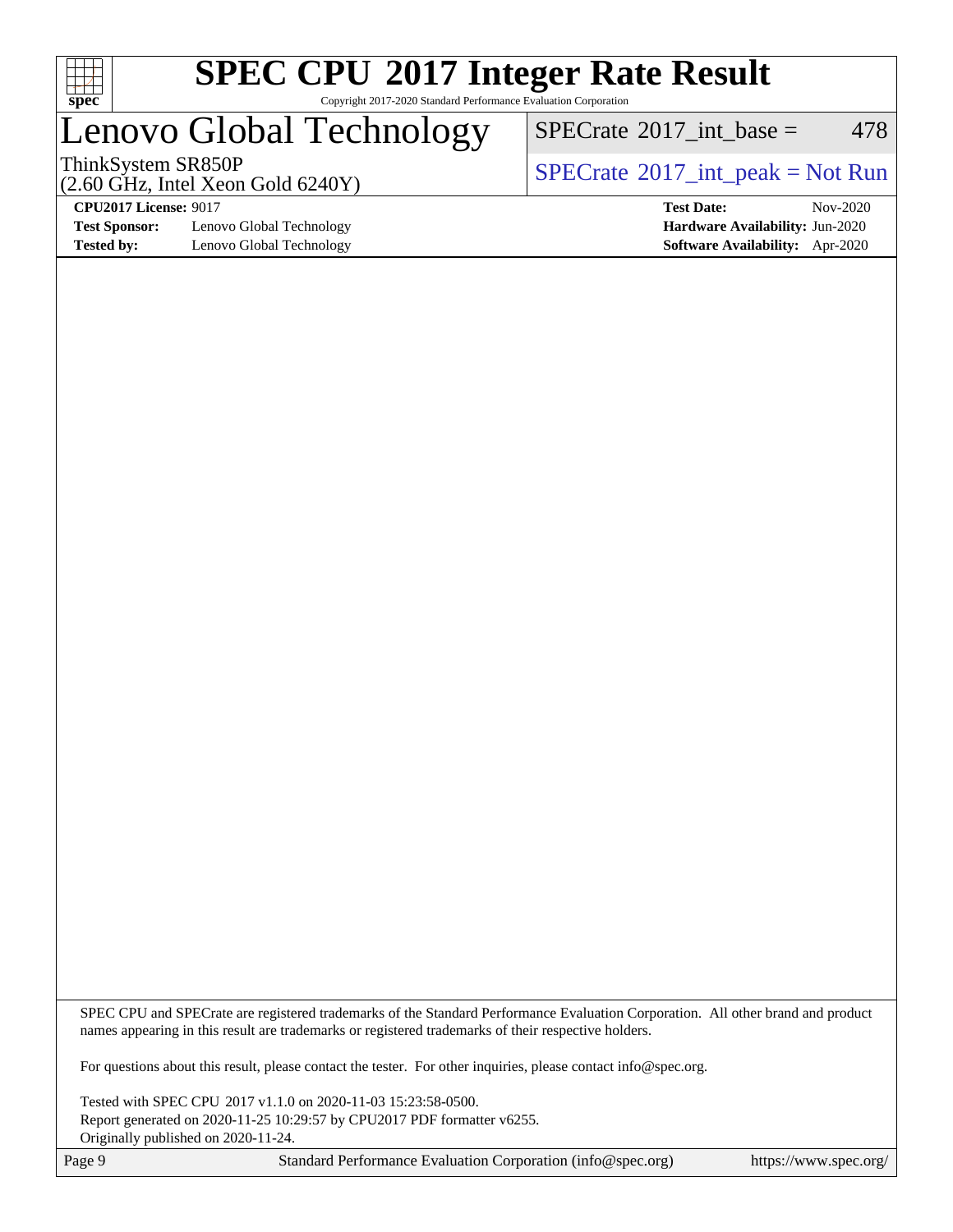SPEC CPU and SPECrate are registered trademarks of the Standard Performance Evaluation Corporation. All other brand and product names appearing in this result are trademarks or registered trademarks of their respective holders.

For questions about this result, please contact the tester. For other inquiries, please contact info@spec.org.

Tested with SPEC CPU 2017 v1.1.0 on 2020-11-03 15:23:58-0500.
Report generated on 2020-11-25 10:29:57 by CPU2017 PDF formatter v6255.
Originally published on 2020-11-24.